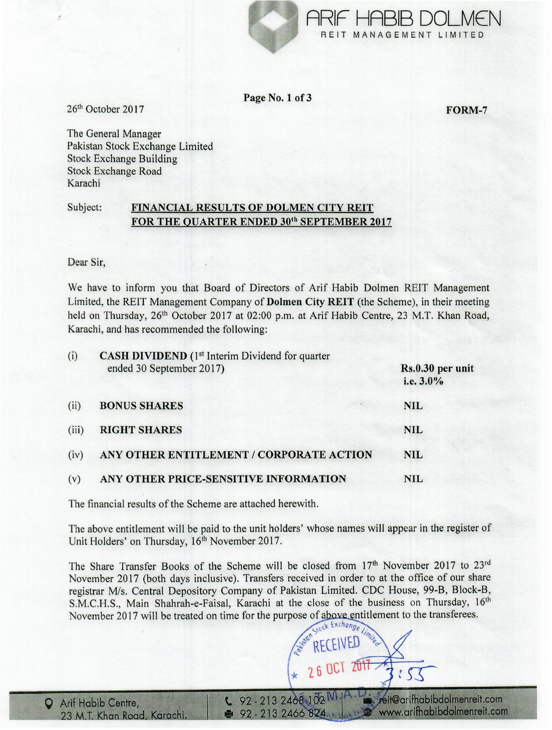ARIF HABIB DOLMEN
REIT MANAGEMENT LIMITED

26th October 2017

FORM-7

The General Manager
Pakistan Stock Exchange Limited
Stock Exchange Building
Stock Exchange Road
Karachi

Subject: **FINANCIAL RESULTS OF DOLMEN CITY REIT FOR THE QUARTER ENDED 30th SEPTEMBER 2017**

Dear Sir,

We have to inform you that Board of Directors of Arif Habib Dolmen REIT Management Limited, the REIT Management Company of **Dolmen City REIT** (the Scheme), in their meeting held on Thursday, 26th October 2017 at 02:00 p.m. at Arif Habib Centre, 23 M.T. Khan Road, Karachi, and has recommended the following:

| | | |
|---|---|---|
| (i) | **CASH DIVIDEND** (1st Interim Dividend for quarter ended 30 September 2017) | **Rs.0.30 per unit i.e. 3.0%** |
| (ii) | **BONUS SHARES** | **NIL** |
| (iii) | **RIGHT SHARES** | **NIL** |
| (iv) | **ANY OTHER ENTITLEMENT / CORPORATE ACTION** | **NIL** |
| (v) | **ANY OTHER PRICE-SENSITIVE INFORMATION** | **NIL** |

The financial results of the Scheme are attached herewith.

The above entitlement will be paid to the unit holders' whose names will appear in the register of Unit Holders' on Thursday, 16th November 2017.

The Share Transfer Books of the Scheme will be closed from 17th November 2017 to 23rd November 2017 (both days inclusive). Transfers received in order to at the office of our share registrar M/s. Central Depository Company of Pakistan Limited. CDC House, 99-B, Block-B, S.M.C.H.S., Main Shahrah-e-Faisal, Karachi at the close of the business on Thursday, 16th November 2017 will be treated on time for the purpose of above entitlement to the transferees.

Arif Habib Centre, 23 M.T. Khan Road, Karachi. | 92 - 213 2468 102 | 92 - 213 2466 824 | reit@arifhabibdolmenreit.com | www.arifhabibdolmenreit.com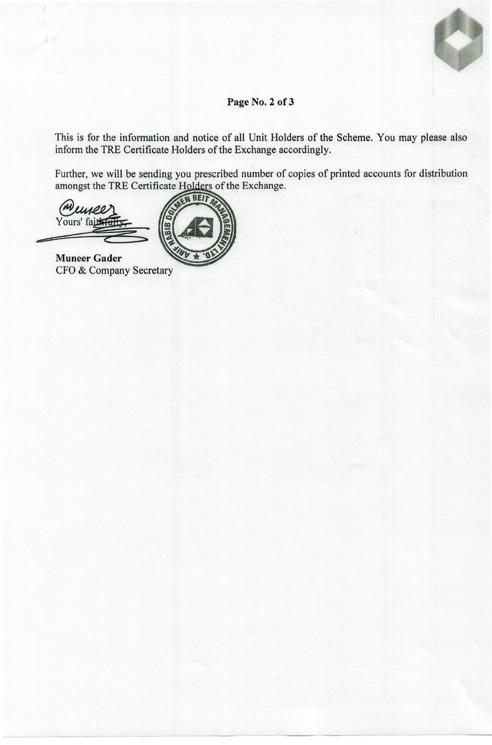This is for the information and notice of all Unit Holders of the Scheme. You may please also inform the TRE Certificate Holders of the Exchange accordingly.

Further, we will be sending you prescribed number of copies of printed accounts for distribution amongst the TRE Certificate Holders of the Exchange.

Yours' faithfully,

**Muneer Gader**
CFO & Company Secretary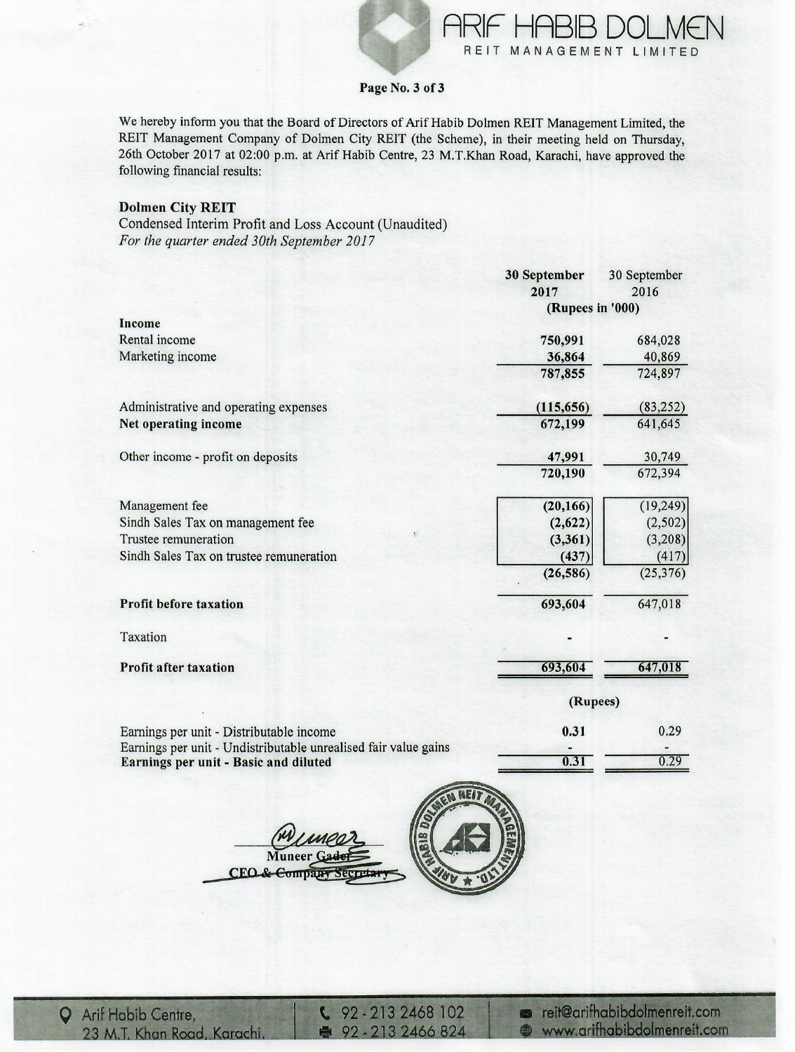We hereby inform you that the Board of Directors of Arif Habib Dolmen REIT Management Limited, the REIT Management Company of Dolmen City REIT (the Scheme), in their meeting held on Thursday, 26th October 2017 at 02:00 p.m. at Arif Habib Centre, 23 M.T.Khan Road, Karachi, have approved the following financial results:

**Dolmen City REIT**
Condensed Interim Profit and Loss Account (Unaudited)
*For the quarter ended 30th September 2017*

| | 30 September 2017 | 30 September 2016 |
|---|---|---|
| | (Rupees in '000) | |
| **Income** | | |
| Rental income | **750,991** | 684,028 |
| Marketing income | **36,864** | 40,869 |
| | **787,855** | 724,897 |
| Administrative and operating expenses | **(115,656)** | (83,252) |
| **Net operating income** | **672,199** | 641,645 |
| Other income - profit on deposits | **47,991** | 30,749 |
| | **720,190** | 672,394 |
| Management fee | **(20,166)** | (19,249) |
| Sindh Sales Tax on management fee | **(2,622)** | (2,502) |
| Trustee remuneration | **(3,361)** | (3,208) |
| Sindh Sales Tax on trustee remuneration | **(437)** | (417) |
| | **(26,586)** | (25,376) |
| **Profit before taxation** | **693,604** | 647,018 |
| Taxation | **-** | - |
| **Profit after taxation** | **693,604** | **647,018** |
| | (Rupees) | |
| Earnings per unit - Distributable income | **0.31** | 0.29 |
| Earnings per unit - Undistributable unrealised fair value gains | **-** | - |
| **Earnings per unit - Basic and diluted** | **0.31** | 0.29 |

Muneer Gader
CEO & Company Secretary